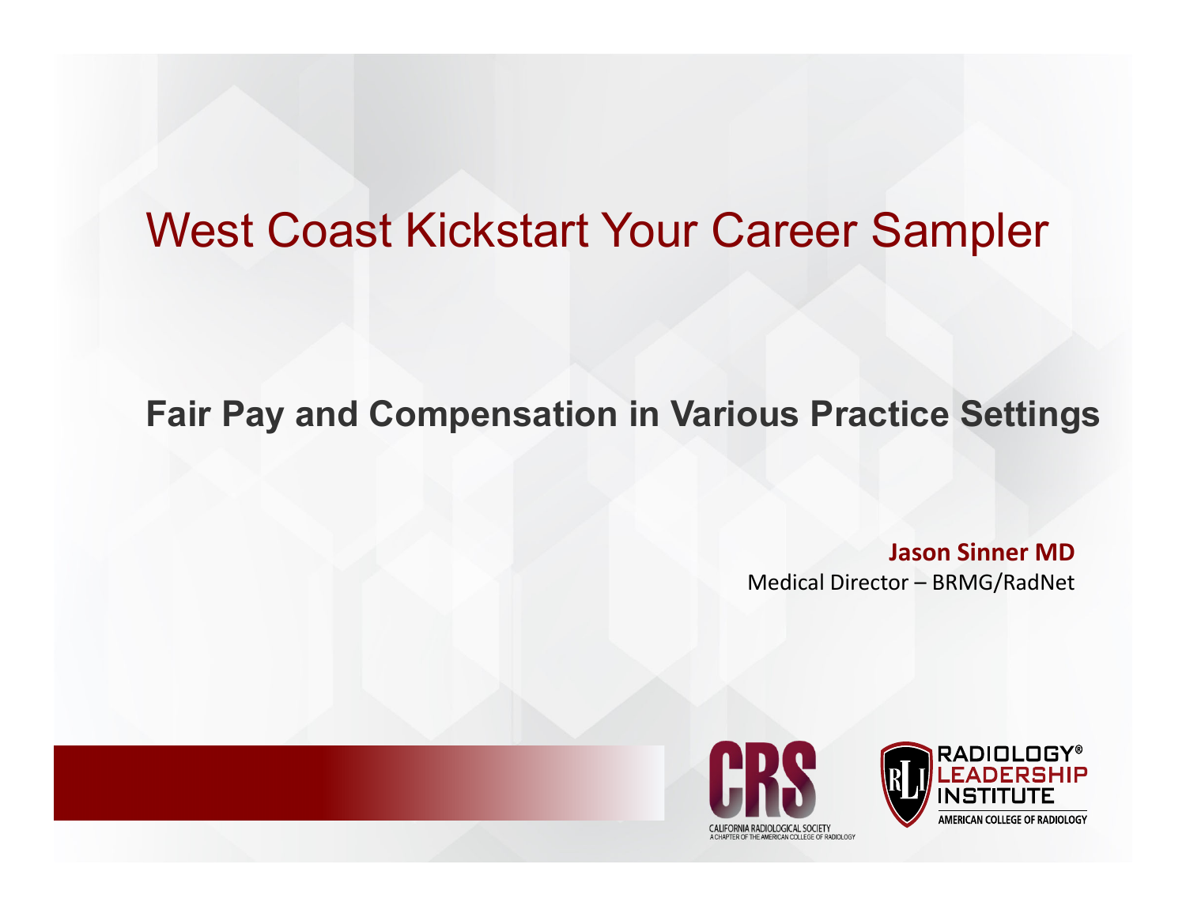# West Coast Kickstart Your Career Sampler

## Fair Pay and Compensation in Various Practice Settings

**Jason Sinner MD**
Medical Director – BRMG/RadNet

CRS
CALIFORNIA RADIOLOGICAL SOCIETY
A CHAPTER OF THE AMERICAN COLLEGE OF RADIOLOGY

RADIOLOGY® LEADERSHIP INSTITUTE
AMERICAN COLLEGE OF RADIOLOGY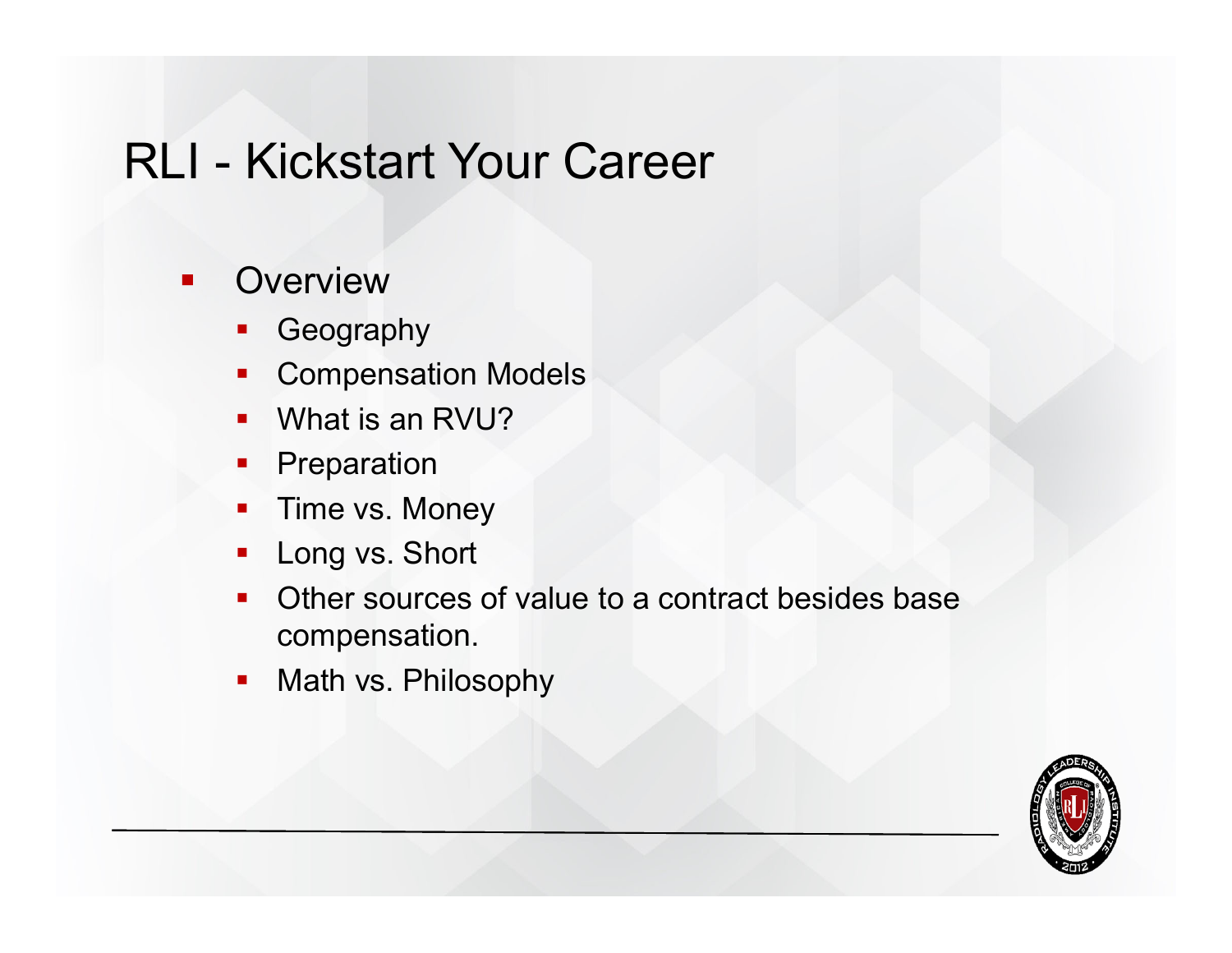# RLI - Kickstart Your Career

- Overview
  - Geography
  - Compensation Models
  - What is an RVU?
  - Preparation
  - Time vs. Money
  - Long vs. Short
  - Other sources of value to a contract besides base compensation.
  - Math vs. Philosophy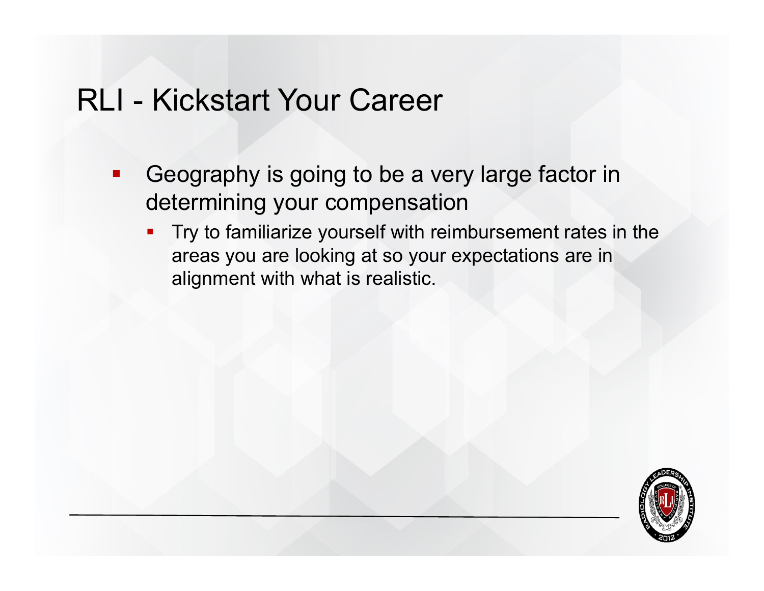# RLI - Kickstart Your Career

- Geography is going to be a very large factor in determining your compensation
  - Try to familiarize yourself with reimbursement rates in the areas you are looking at so your expectations are in alignment with what is realistic.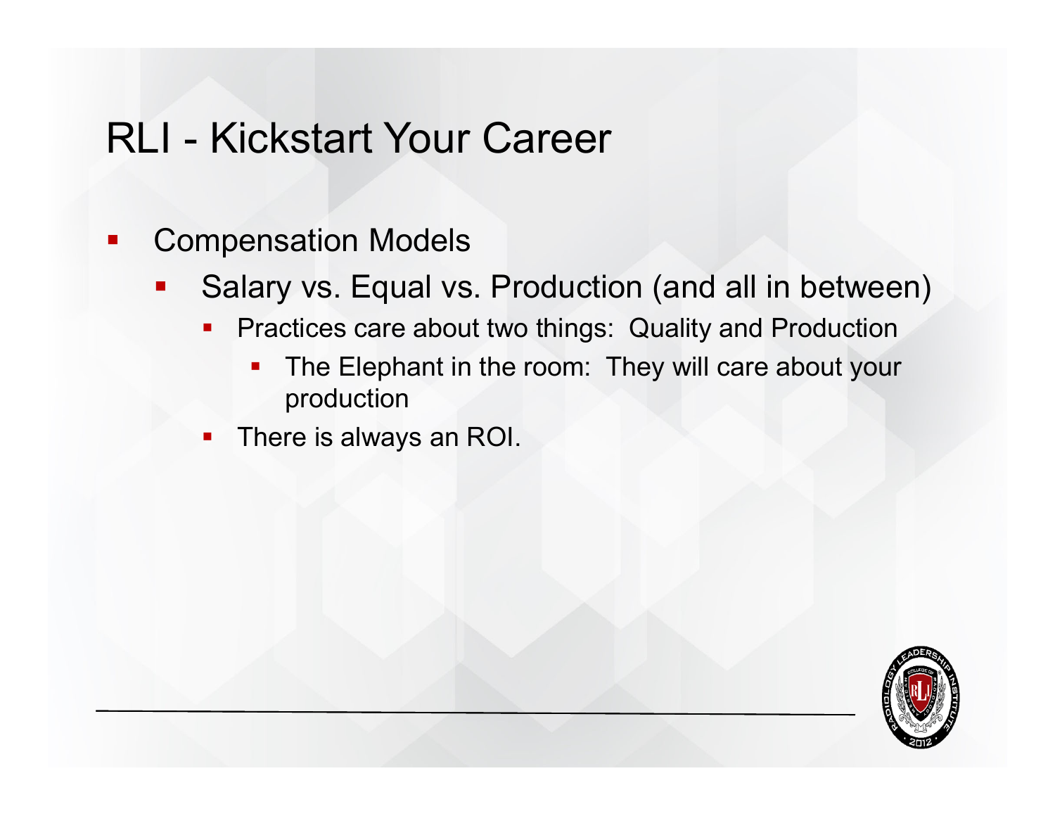# RLI - Kickstart Your Career

- Compensation Models
    - Salary vs. Equal vs. Production (and all in between)
        - Practices care about two things: Quality and Production
            - The Elephant in the room: They will care about your production
        - There is always an ROI.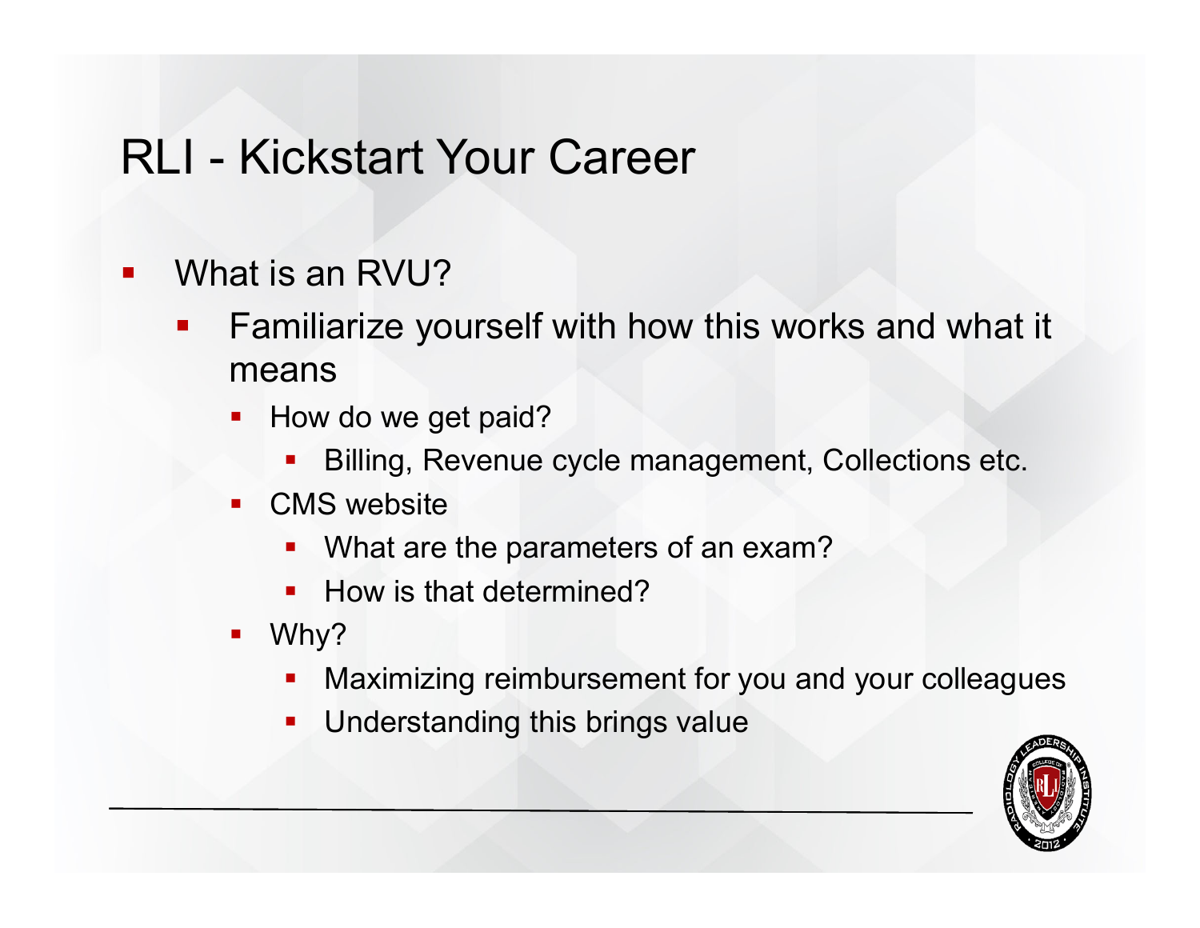# RLI - Kickstart Your Career

- What is an RVU?
  - Familiarize yourself with how this works and what it means
    - How do we get paid?
      - Billing, Revenue cycle management, Collections etc.
    - CMS website
      - What are the parameters of an exam?
      - How is that determined?
    - Why?
      - Maximizing reimbursement for you and your colleagues
      - Understanding this brings value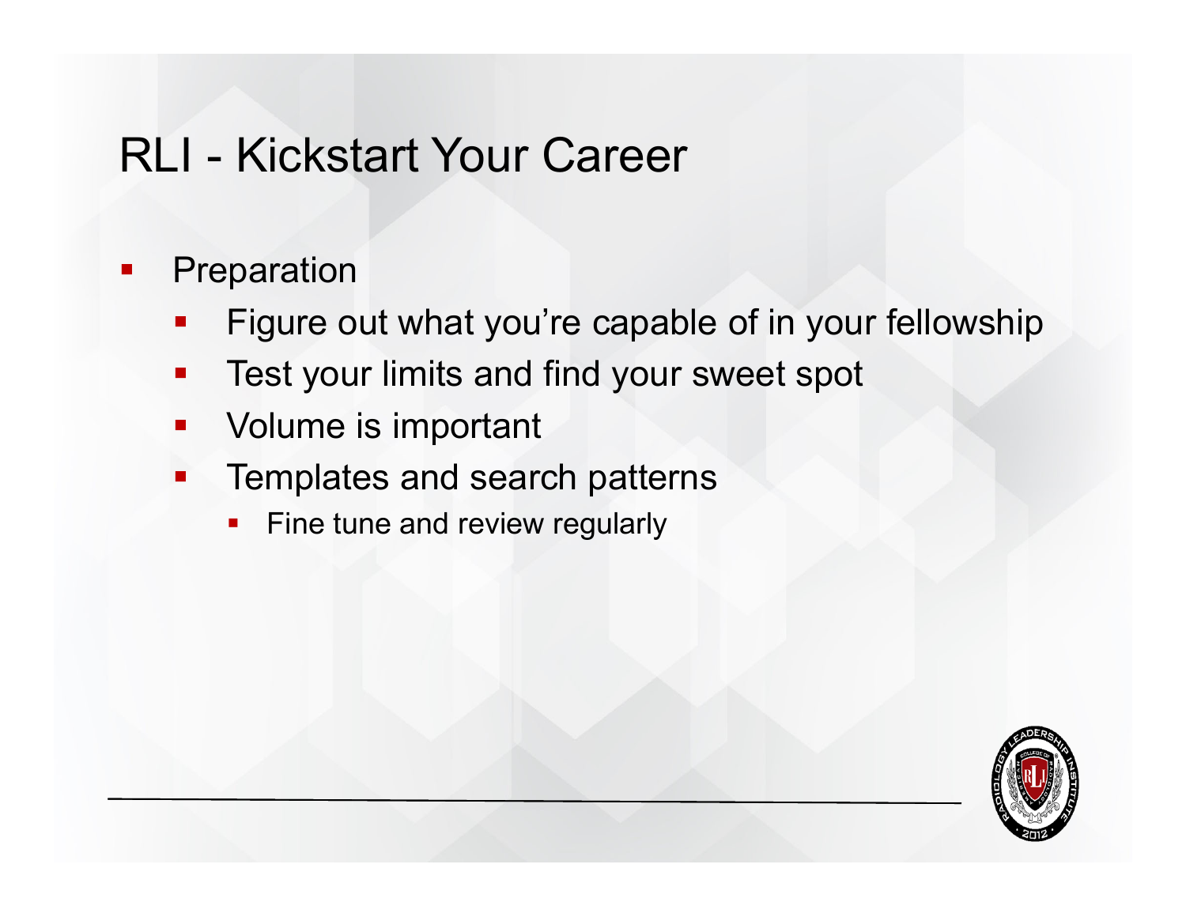# RLI - Kickstart Your Career

- Preparation
  - Figure out what you’re capable of in your fellowship
  - Test your limits and find your sweet spot
  - Volume is important
  - Templates and search patterns
    - Fine tune and review regularly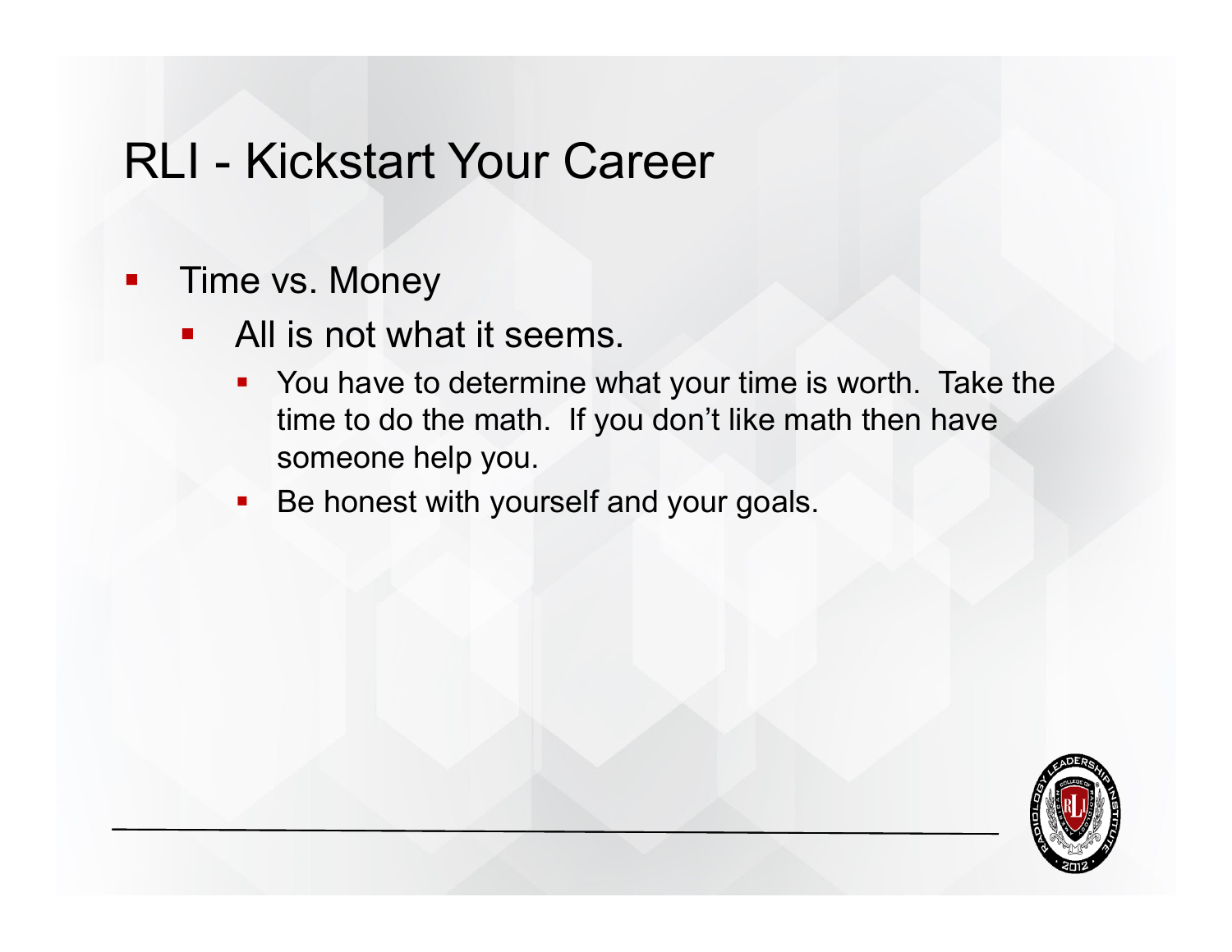# RLI - Kickstart Your Career

- Time vs. Money
  - All is not what it seems.
    - You have to determine what your time is worth.  Take the time to do the math.  If you don't like math then have someone help you.
    - Be honest with yourself and your goals.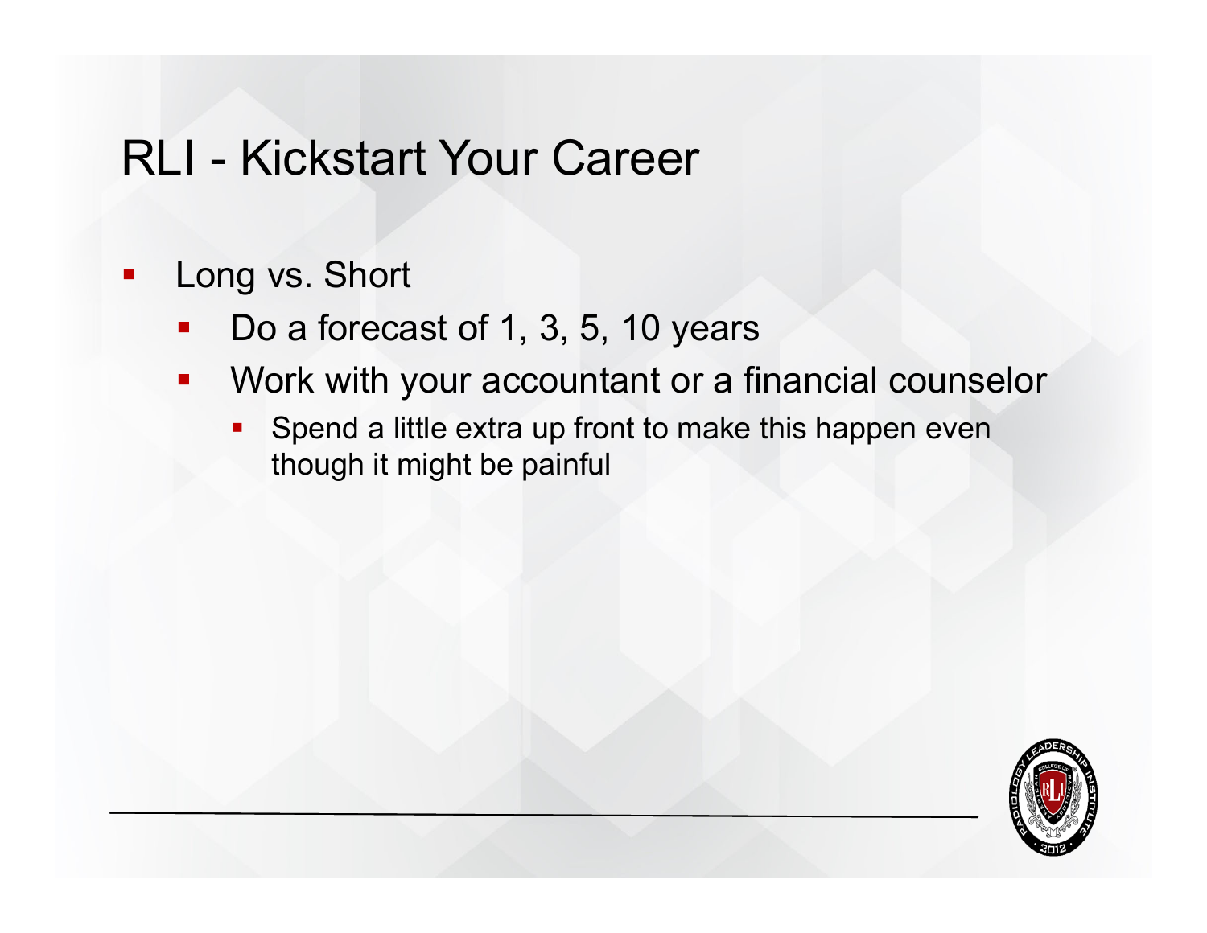# RLI - Kickstart Your Career

- Long vs. Short
  - Do a forecast of 1, 3, 5, 10 years
  - Work with your accountant or a financial counselor
    - Spend a little extra up front to make this happen even though it might be painful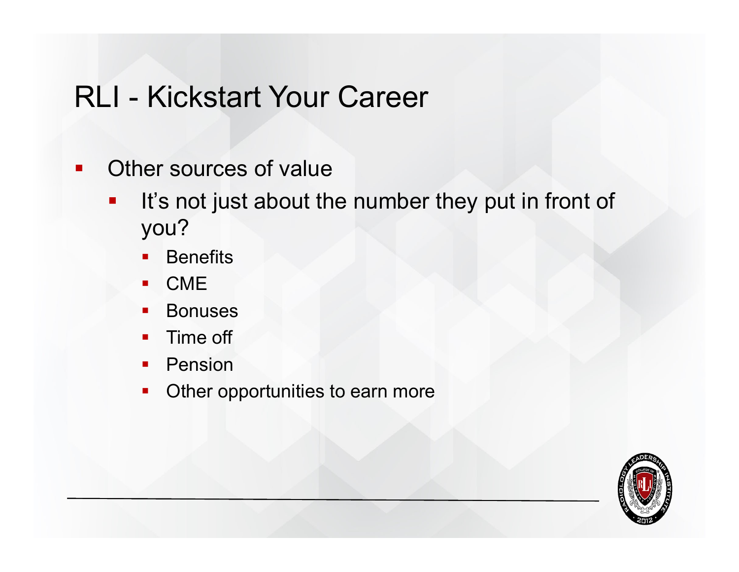# RLI - Kickstart Your Career

- Other sources of value
  - It's not just about the number they put in front of you?
    - Benefits
    - CME
    - Bonuses
    - Time off
    - Pension
    - Other opportunities to earn more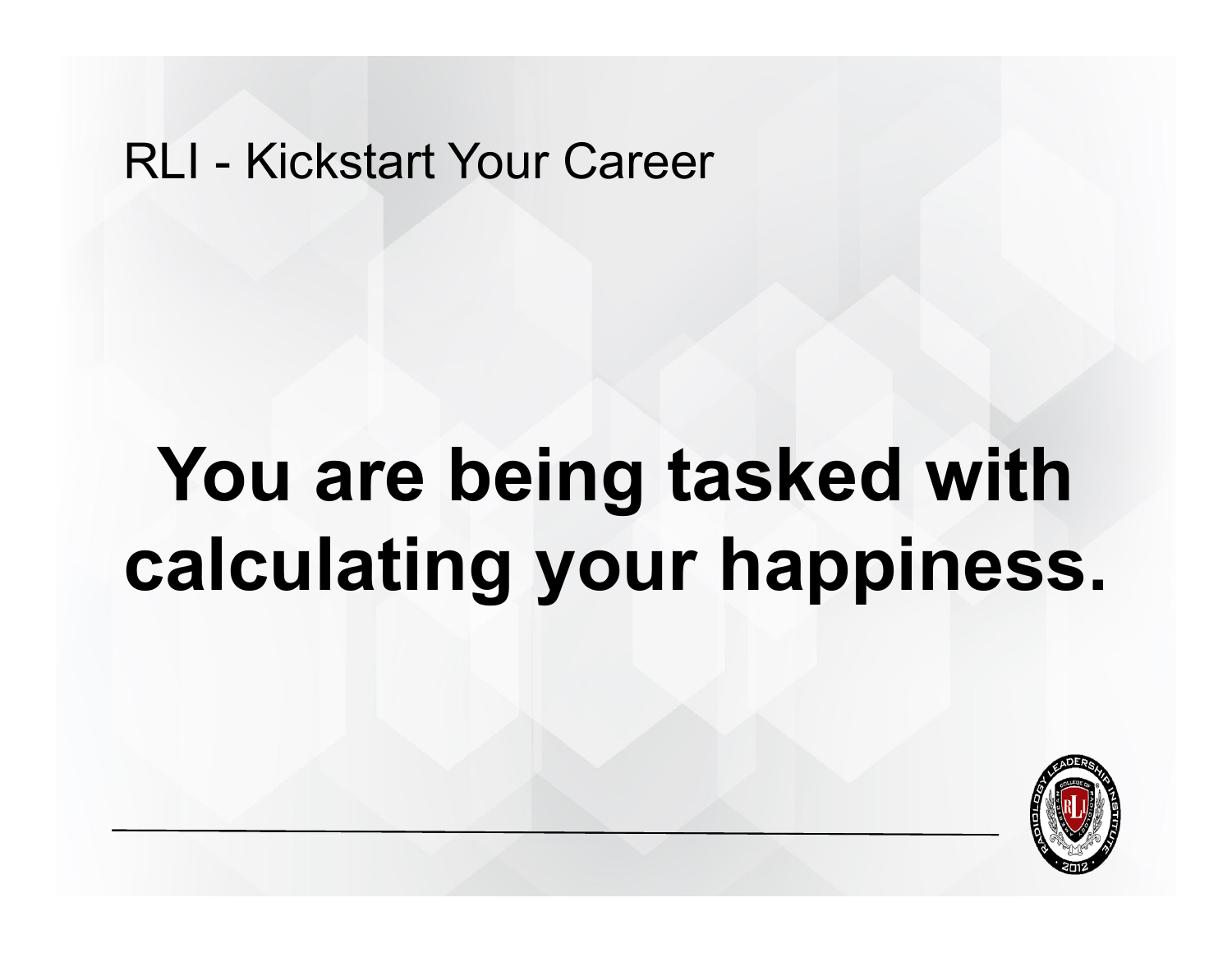RLI - Kickstart Your Career

# You are being tasked with calculating your happiness.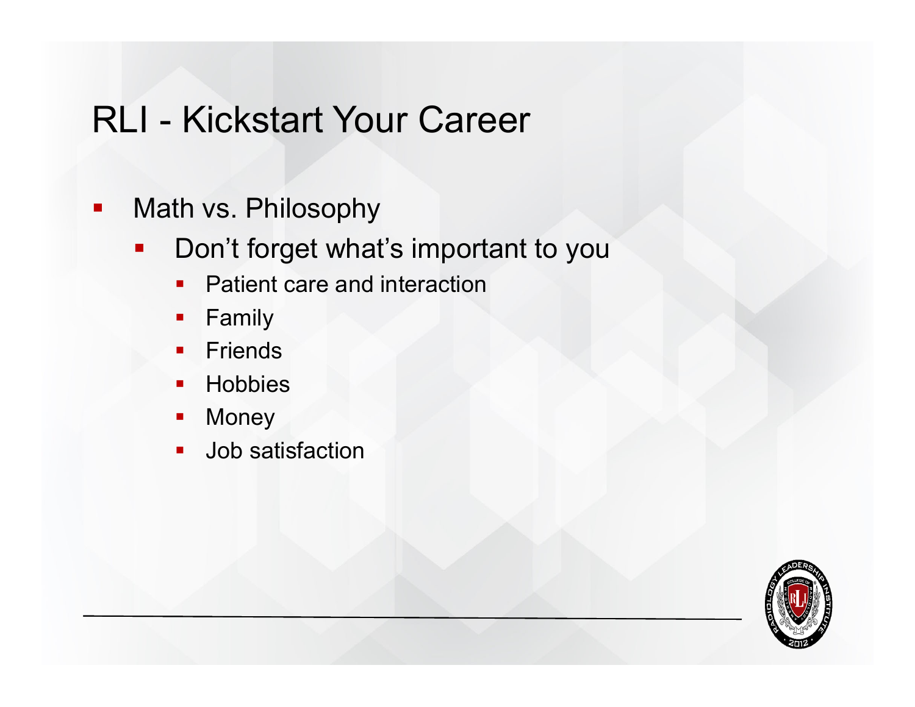# RLI - Kickstart Your Career

- Math vs. Philosophy
  - Don't forget what's important to you
    - Patient care and interaction
    - Family
    - Friends
    - Hobbies
    - Money
    - Job satisfaction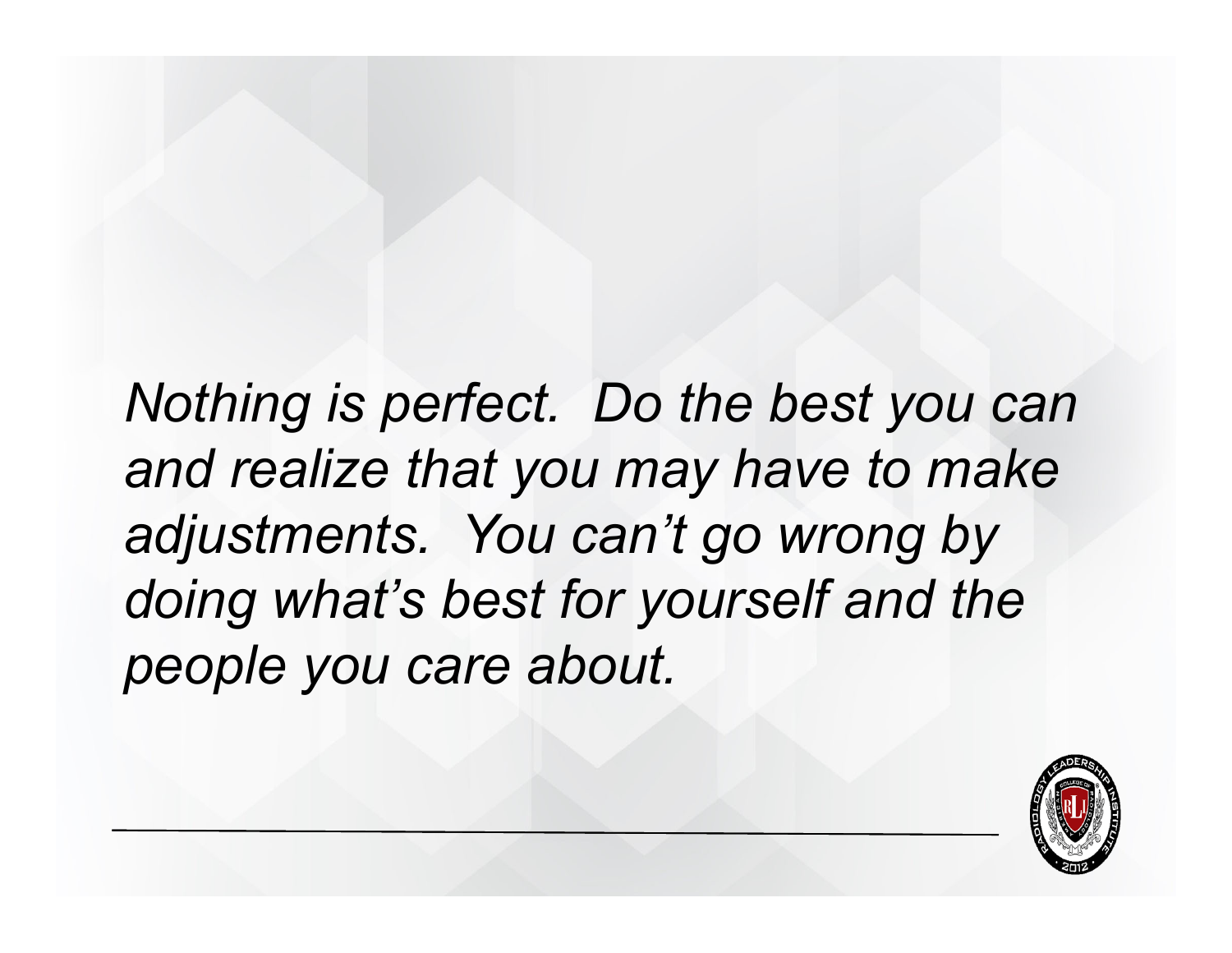*Nothing is perfect. Do the best you can and realize that you may have to make adjustments. You can't go wrong by doing what's best for yourself and the people you care about.*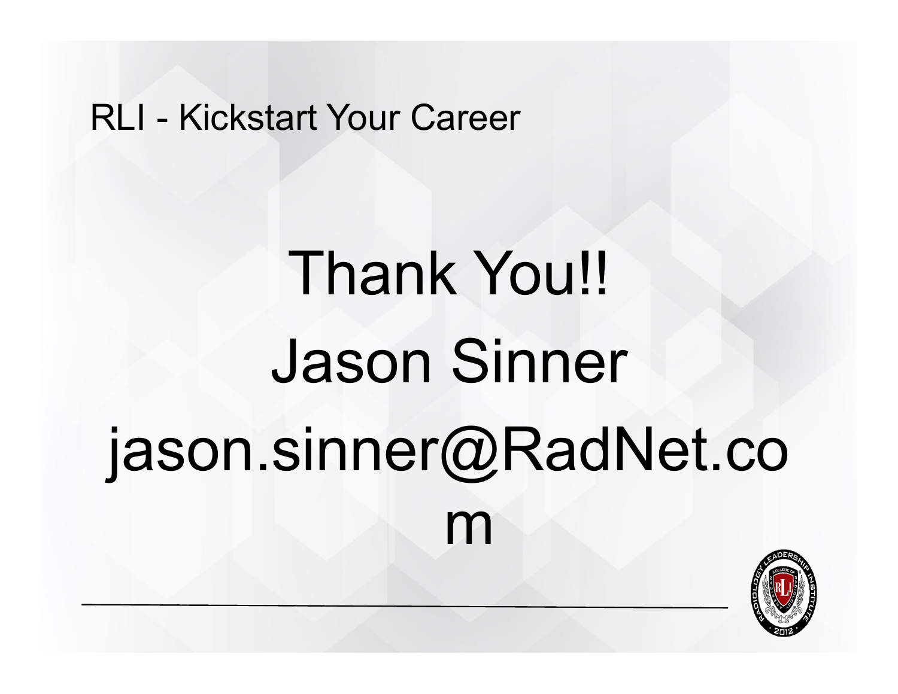RLI - Kickstart Your Career

# Thank You!!

# Jason Sinner

# jason.sinner@RadNet.com